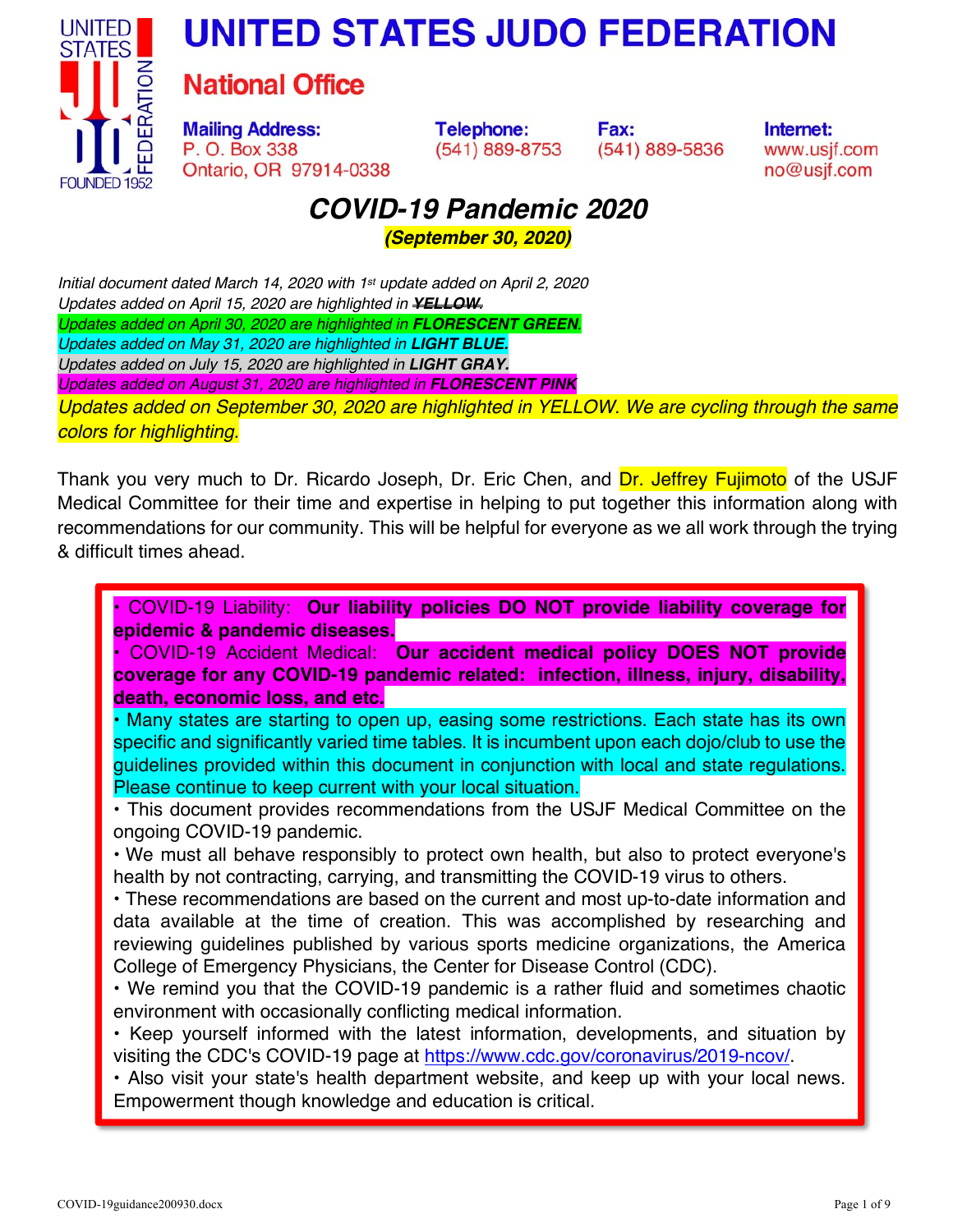# UNITED STATES JUDO FEDERATION

## National Office

**Mailing Address:**
P. O. Box 338
Ontario, OR 97914-0338

**Telephone:**
(541) 889-8753

**Fax:**
(541) 889-5836

**Internet:**
www.usjf.com
no@usjf.com

# *COVID-19 Pandemic 2020*

***(September 30, 2020)***

*Initial document dated March 14, 2020 with 1st update added on April 2, 2020*
*Updates added on April 15, 2020 are highlighted in ~~**YELLOW.**~~*
*Updates added on April 30, 2020 are highlighted in **FLORESCENT GREEN.***
*Updates added on May 31, 2020 are highlighted in **LIGHT BLUE.***
*Updates added on July 15, 2020 are highlighted in **LIGHT GRAY.***
*Updates added on August 31, 2020 are highlighted in **FLORESCENT PINK***
*Updates added on September 30, 2020 are highlighted in YELLOW. We are cycling through the same colors for highlighting.*

Thank you very much to Dr. Ricardo Joseph, Dr. Eric Chen, and Dr. Jeffrey Fujimoto of the USJF Medical Committee for their time and expertise in helping to put together this information along with recommendations for our community. This will be helpful for everyone as we all work through the trying & difficult times ahead.

- COVID-19 Liability: **Our liability policies DO NOT provide liability coverage for epidemic & pandemic diseases.**
- COVID-19 Accident Medical: **Our accident medical policy DOES NOT provide coverage for any COVID-19 pandemic related: infection, illness, injury, disability, death, economic loss, and etc.**
- Many states are starting to open up, easing some restrictions. Each state has its own specific and significantly varied time tables. It is incumbent upon each dojo/club to use the guidelines provided within this document in conjunction with local and state regulations. Please continue to keep current with your local situation.
- This document provides recommendations from the USJF Medical Committee on the ongoing COVID-19 pandemic.
- We must all behave responsibly to protect own health, but also to protect everyone's health by not contracting, carrying, and transmitting the COVID-19 virus to others.
- These recommendations are based on the current and most up-to-date information and data available at the time of creation. This was accomplished by researching and reviewing guidelines published by various sports medicine organizations, the America College of Emergency Physicians, the Center for Disease Control (CDC).
- We remind you that the COVID-19 pandemic is a rather fluid and sometimes chaotic environment with occasionally conflicting medical information.
- Keep yourself informed with the latest information, developments, and situation by visiting the CDC's COVID-19 page at https://www.cdc.gov/coronavirus/2019-ncov/.
- Also visit your state's health department website, and keep up with your local news. Empowerment though knowledge and education is critical.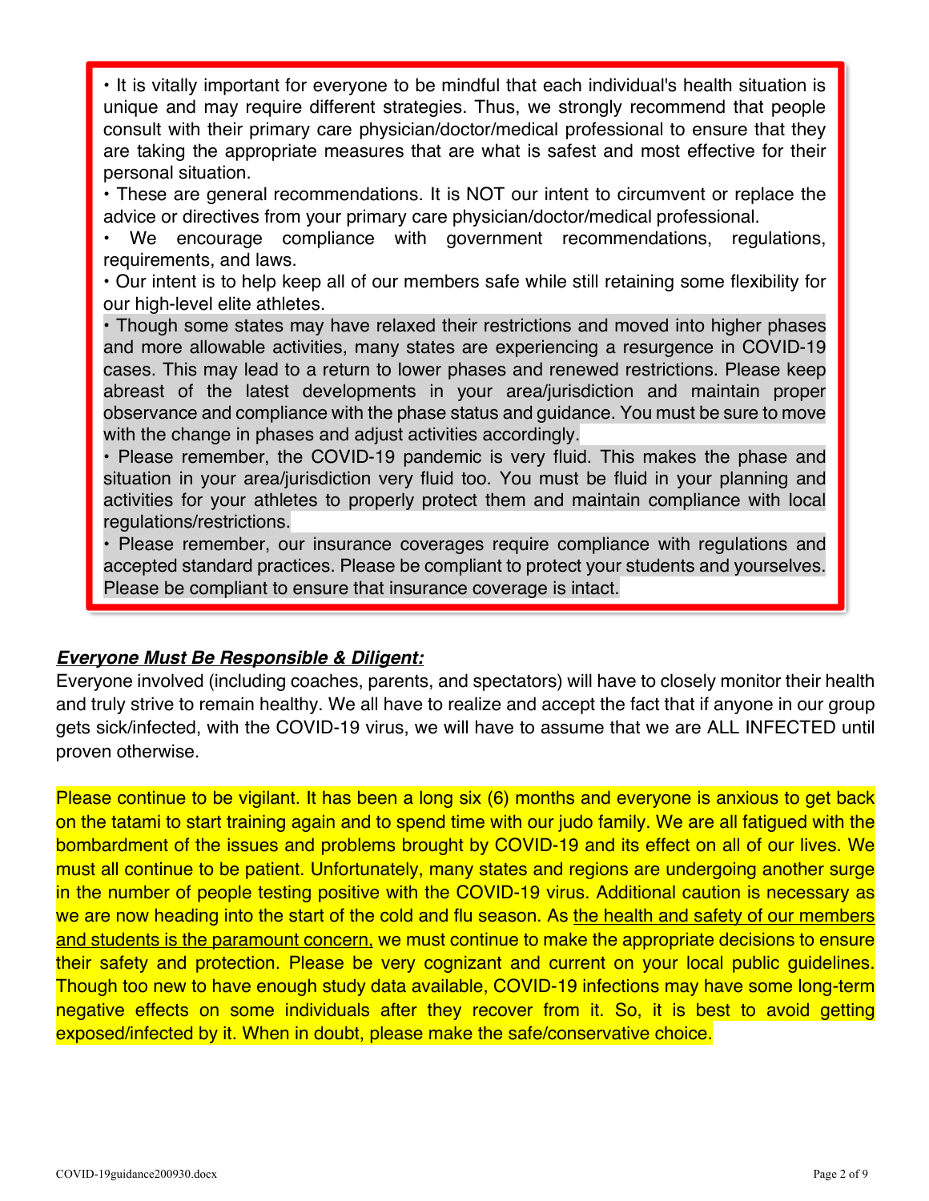- It is vitally important for everyone to be mindful that each individual's health situation is unique and may require different strategies. Thus, we strongly recommend that people consult with their primary care physician/doctor/medical professional to ensure that they are taking the appropriate measures that are what is safest and most effective for their personal situation.
- These are general recommendations. It is NOT our intent to circumvent or replace the advice or directives from your primary care physician/doctor/medical professional.
- We encourage compliance with government recommendations, regulations, requirements, and laws.
- Our intent is to help keep all of our members safe while still retaining some flexibility for our high-level elite athletes.
- Though some states may have relaxed their restrictions and moved into higher phases and more allowable activities, many states are experiencing a resurgence in COVID-19 cases. This may lead to a return to lower phases and renewed restrictions. Please keep abreast of the latest developments in your area/jurisdiction and maintain proper observance and compliance with the phase status and guidance. You must be sure to move with the change in phases and adjust activities accordingly.
- Please remember, the COVID-19 pandemic is very fluid. This makes the phase and situation in your area/jurisdiction very fluid too. You must be fluid in your planning and activities for your athletes to properly protect them and maintain compliance with local regulations/restrictions.
- Please remember, our insurance coverages require compliance with regulations and accepted standard practices. Please be compliant to protect your students and yourselves. Please be compliant to ensure that insurance coverage is intact.

***Everyone Must Be Responsible & Diligent:***

Everyone involved (including coaches, parents, and spectators) will have to closely monitor their health and truly strive to remain healthy. We all have to realize and accept the fact that if anyone in our group gets sick/infected, with the COVID-19 virus, we will have to assume that we are ALL INFECTED until proven otherwise.

Please continue to be vigilant. It has been a long six (6) months and everyone is anxious to get back on the tatami to start training again and to spend time with our judo family. We are all fatigued with the bombardment of the issues and problems brought by COVID-19 and its effect on all of our lives. We must all continue to be patient. Unfortunately, many states and regions are undergoing another surge in the number of people testing positive with the COVID-19 virus. Additional caution is necessary as we are now heading into the start of the cold and flu season. As the health and safety of our members and students is the paramount concern, we must continue to make the appropriate decisions to ensure their safety and protection. Please be very cognizant and current on your local public guidelines. Though too new to have enough study data available, COVID-19 infections may have some long-term negative effects on some individuals after they recover from it. So, it is best to avoid getting exposed/infected by it. When in doubt, please make the safe/conservative choice.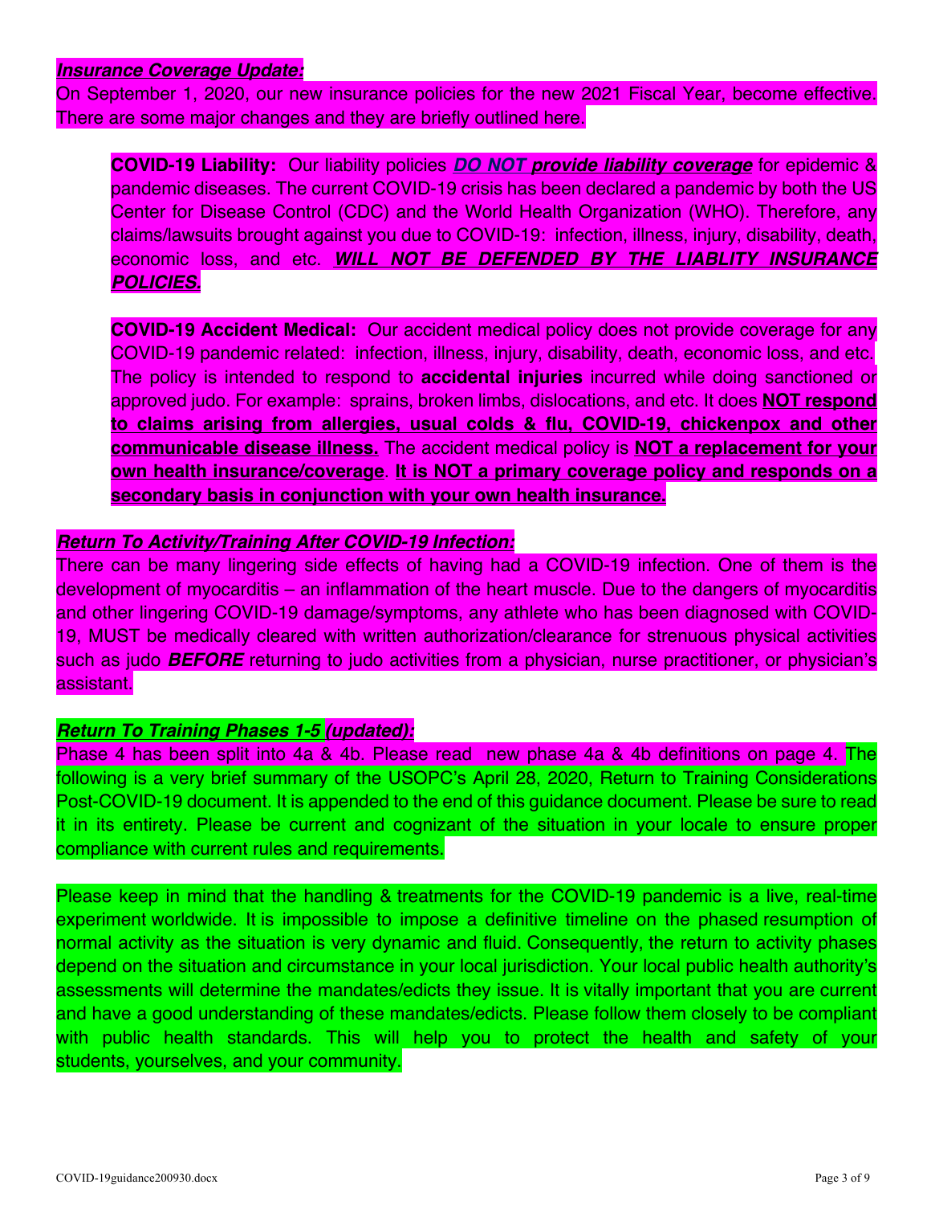***Insurance Coverage Update:***

On September 1, 2020, our new insurance policies for the new 2021 Fiscal Year, become effective. There are some major changes and they are briefly outlined here.

> **COVID-19 Liability:** Our liability policies ***DO NOT provide liability coverage*** for epidemic & pandemic diseases. The current COVID-19 crisis has been declared a pandemic by both the US Center for Disease Control (CDC) and the World Health Organization (WHO). Therefore, any claims/lawsuits brought against you due to COVID-19: infection, illness, injury, disability, death, economic loss, and etc. ***WILL NOT BE DEFENDED BY THE LIABLITY INSURANCE POLICIES.***
>
> **COVID-19 Accident Medical:** Our accident medical policy does not provide coverage for any COVID-19 pandemic related: infection, illness, injury, disability, death, economic loss, and etc. The policy is intended to respond to **accidental injuries** incurred while doing sanctioned or approved judo. For example: sprains, broken limbs, dislocations, and etc. It does **NOT respond to claims arising from allergies, usual colds & flu, COVID-19, chickenpox and other communicable disease illness.** The accident medical policy is **NOT a replacement for your own health insurance/coverage**. **It is NOT a primary coverage policy and responds on a secondary basis in conjunction with your own health insurance.**

***Return To Activity/Training After COVID-19 Infection:***

There can be many lingering side effects of having had a COVID-19 infection. One of them is the development of myocarditis – an inflammation of the heart muscle. Due to the dangers of myocarditis and other lingering COVID-19 damage/symptoms, any athlete who has been diagnosed with COVID-19, MUST be medically cleared with written authorization/clearance for strenuous physical activities such as judo ***BEFORE*** returning to judo activities from a physician, nurse practitioner, or physician's assistant.

***Return To Training Phases 1-5 (updated):***

Phase 4 has been split into 4a & 4b. Please read new phase 4a & 4b definitions on page 4. The following is a very brief summary of the USOPC's April 28, 2020, Return to Training Considerations Post-COVID-19 document. It is appended to the end of this guidance document. Please be sure to read it in its entirety. Please be current and cognizant of the situation in your locale to ensure proper compliance with current rules and requirements.

Please keep in mind that the handling & treatments for the COVID-19 pandemic is a live, real-time experiment worldwide. It is impossible to impose a definitive timeline on the phased resumption of normal activity as the situation is very dynamic and fluid. Consequently, the return to activity phases depend on the situation and circumstance in your local jurisdiction. Your local public health authority's assessments will determine the mandates/edicts they issue. It is vitally important that you are current and have a good understanding of these mandates/edicts. Please follow them closely to be compliant with public health standards. This will help you to protect the health and safety of your students, yourselves, and your community.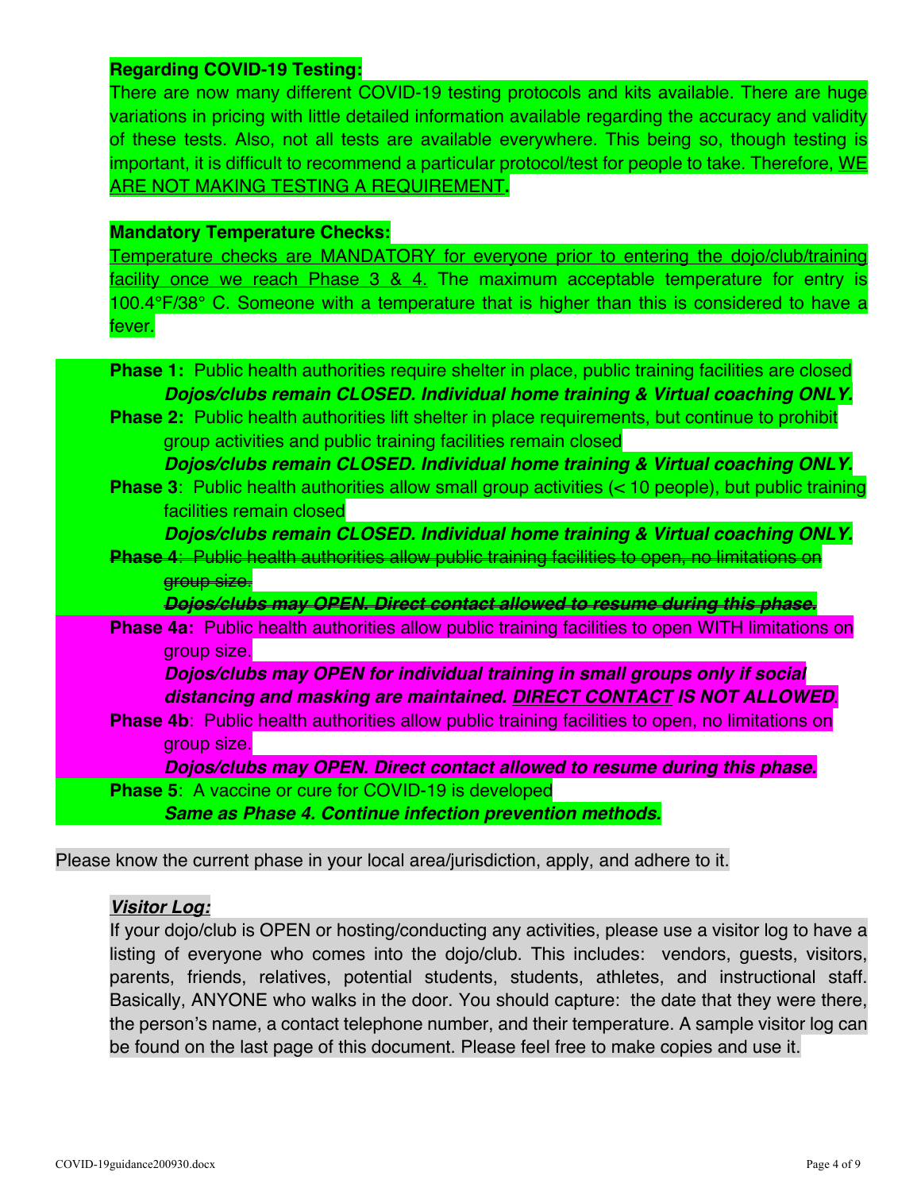**Regarding COVID-19 Testing:**

There are now many different COVID-19 testing protocols and kits available. There are huge variations in pricing with little detailed information available regarding the accuracy and validity of these tests. Also, not all tests are available everywhere. This being so, though testing is important, it is difficult to recommend a particular protocol/test for people to take. Therefore, <u>WE ARE NOT MAKING TESTING A REQUIREMENT</u>.

**Mandatory Temperature Checks:**

<u>Temperature checks are MANDATORY for everyone prior to entering the dojo/club/training facility once we reach Phase 3 & 4.</u> The maximum acceptable temperature for entry is 100.4°F/38° C. Someone with a temperature that is higher than this is considered to have a fever.

**Phase 1:** Public health authorities require shelter in place, public training facilities are closed

***Dojos/clubs remain CLOSED. Individual home training & Virtual coaching ONLY.***

**Phase 2:** Public health authorities lift shelter in place requirements, but continue to prohibit group activities and public training facilities remain closed

***Dojos/clubs remain CLOSED. Individual home training & Virtual coaching ONLY.***

**Phase 3**: Public health authorities allow small group activities (< 10 people), but public training facilities remain closed

***Dojos/clubs remain CLOSED. Individual home training & Virtual coaching ONLY.***

~~**Phase 4**: Public health authorities allow public training facilities to open, no limitations on group size.~~

~~***Dojos/clubs may OPEN. Direct contact allowed to resume during this phase.***~~

**Phase 4a:** Public health authorities allow public training facilities to open WITH limitations on group size.

***Dojos/clubs may OPEN for individual training in small groups only if social distancing and masking are maintained. <u>DIRECT CONTACT</u> IS NOT ALLOWED.***

**Phase 4b**: Public health authorities allow public training facilities to open, no limitations on group size.

***Dojos/clubs may OPEN. Direct contact allowed to resume during this phase.***

**Phase 5**: A vaccine or cure for COVID-19 is developed

***Same as Phase 4. Continue infection prevention methods.***

Please know the current phase in your local area/jurisdiction, apply, and adhere to it.

***<u>Visitor Log:</u>***

If your dojo/club is OPEN or hosting/conducting any activities, please use a visitor log to have a listing of everyone who comes into the dojo/club. This includes: vendors, guests, visitors, parents, friends, relatives, potential students, students, athletes, and instructional staff. Basically, ANYONE who walks in the door. You should capture: the date that they were there, the person's name, a contact telephone number, and their temperature. A sample visitor log can be found on the last page of this document. Please feel free to make copies and use it.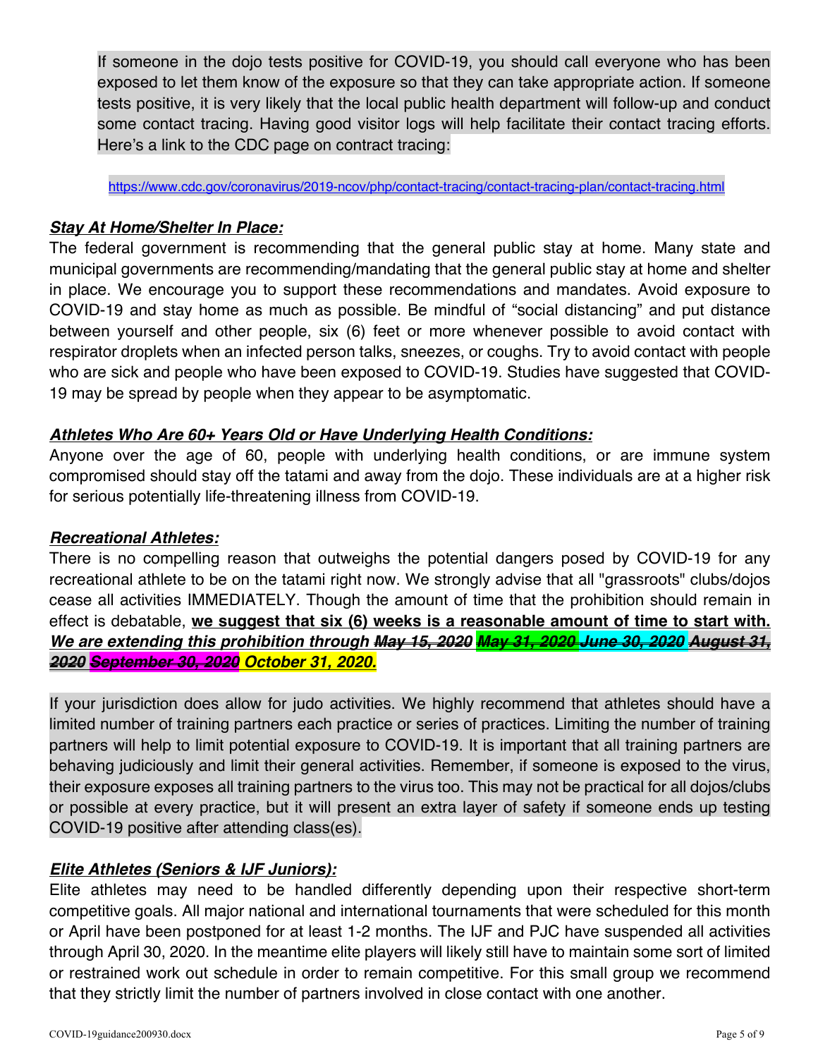If someone in the dojo tests positive for COVID-19, you should call everyone who has been exposed to let them know of the exposure so that they can take appropriate action. If someone tests positive, it is very likely that the local public health department will follow-up and conduct some contact tracing. Having good visitor logs will help facilitate their contact tracing efforts. Here's a link to the CDC page on contract tracing:

https://www.cdc.gov/coronavirus/2019-ncov/php/contact-tracing/contact-tracing-plan/contact-tracing.html

***Stay At Home/Shelter In Place:***

The federal government is recommending that the general public stay at home. Many state and municipal governments are recommending/mandating that the general public stay at home and shelter in place. We encourage you to support these recommendations and mandates. Avoid exposure to COVID-19 and stay home as much as possible. Be mindful of "social distancing" and put distance between yourself and other people, six (6) feet or more whenever possible to avoid contact with respirator droplets when an infected person talks, sneezes, or coughs. Try to avoid contact with people who are sick and people who have been exposed to COVID-19. Studies have suggested that COVID-19 may be spread by people when they appear to be asymptomatic.

***Athletes Who Are 60+ Years Old or Have Underlying Health Conditions:***

Anyone over the age of 60, people with underlying health conditions, or are immune system compromised should stay off the tatami and away from the dojo. These individuals are at a higher risk for serious potentially life-threatening illness from COVID-19.

***Recreational Athletes:***

There is no compelling reason that outweighs the potential dangers posed by COVID-19 for any recreational athlete to be on the tatami right now. We strongly advise that all "grassroots" clubs/dojos cease all activities IMMEDIATELY. Though the amount of time that the prohibition should remain in effect is debatable, **we suggest that six (6) weeks is a reasonable amount of time to start with.** ***We are extending this prohibition through ~~May 15, 2020~~ ~~May 31, 2020~~ ~~June 30, 2020~~ ~~August 31, 2020~~ ~~September 30, 2020~~ October 31, 2020.***

If your jurisdiction does allow for judo activities. We highly recommend that athletes should have a limited number of training partners each practice or series of practices. Limiting the number of training partners will help to limit potential exposure to COVID-19. It is important that all training partners are behaving judiciously and limit their general activities. Remember, if someone is exposed to the virus, their exposure exposes all training partners to the virus too. This may not be practical for all dojos/clubs or possible at every practice, but it will present an extra layer of safety if someone ends up testing COVID-19 positive after attending class(es).

***Elite Athletes (Seniors & IJF Juniors):***

Elite athletes may need to be handled differently depending upon their respective short-term competitive goals. All major national and international tournaments that were scheduled for this month or April have been postponed for at least 1-2 months. The IJF and PJC have suspended all activities through April 30, 2020. In the meantime elite players will likely still have to maintain some sort of limited or restrained work out schedule in order to remain competitive. For this small group we recommend that they strictly limit the number of partners involved in close contact with one another.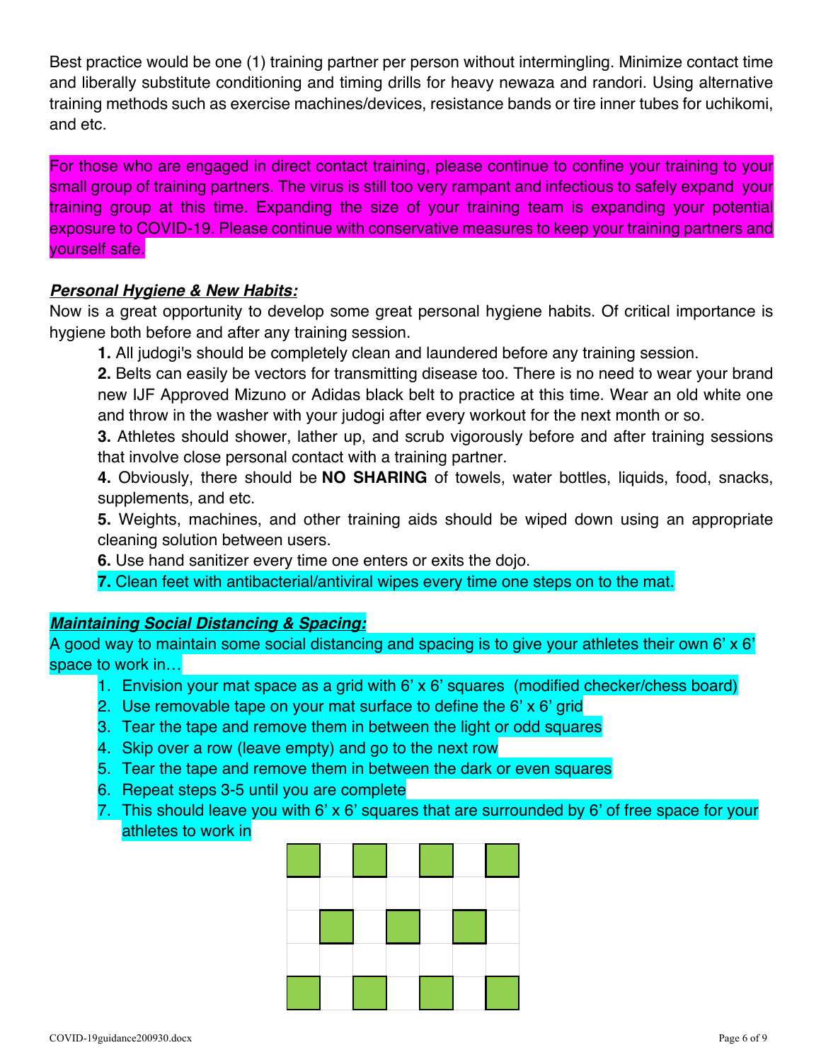Best practice would be one (1) training partner per person without intermingling. Minimize contact time and liberally substitute conditioning and timing drills for heavy newaza and randori. Using alternative training methods such as exercise machines/devices, resistance bands or tire inner tubes for uchikomi, and etc.

For those who are engaged in direct contact training, please continue to confine your training to your small group of training partners. The virus is still too very rampant and infectious to safely expand your training group at this time. Expanding the size of your training team is expanding your potential exposure to COVID-19. Please continue with conservative measures to keep your training partners and yourself safe.

***Personal Hygiene & New Habits:***

Now is a great opportunity to develop some great personal hygiene habits. Of critical importance is hygiene both before and after any training session.

**1.** All judogi's should be completely clean and laundered before any training session.

**2.** Belts can easily be vectors for transmitting disease too. There is no need to wear your brand new IJF Approved Mizuno or Adidas black belt to practice at this time. Wear an old white one and throw in the washer with your judogi after every workout for the next month or so.

**3.** Athletes should shower, lather up, and scrub vigorously before and after training sessions that involve close personal contact with a training partner.

**4.** Obviously, there should be **NO SHARING** of towels, water bottles, liquids, food, snacks, supplements, and etc.

**5.** Weights, machines, and other training aids should be wiped down using an appropriate cleaning solution between users.

**6.** Use hand sanitizer every time one enters or exits the dojo.

**7.** Clean feet with antibacterial/antiviral wipes every time one steps on to the mat.

***Maintaining Social Distancing & Spacing:***

A good way to maintain some social distancing and spacing is to give your athletes their own 6' x 6' space to work in…

1. Envision your mat space as a grid with 6' x 6' squares (modified checker/chess board)
2. Use removable tape on your mat surface to define the 6' x 6' grid
3. Tear the tape and remove them in between the light or odd squares
4. Skip over a row (leave empty) and go to the next row
5. Tear the tape and remove them in between the dark or even squares
6. Repeat steps 3-5 until you are complete
7. This should leave you with 6' x 6' squares that are surrounded by 6' of free space for your athletes to work in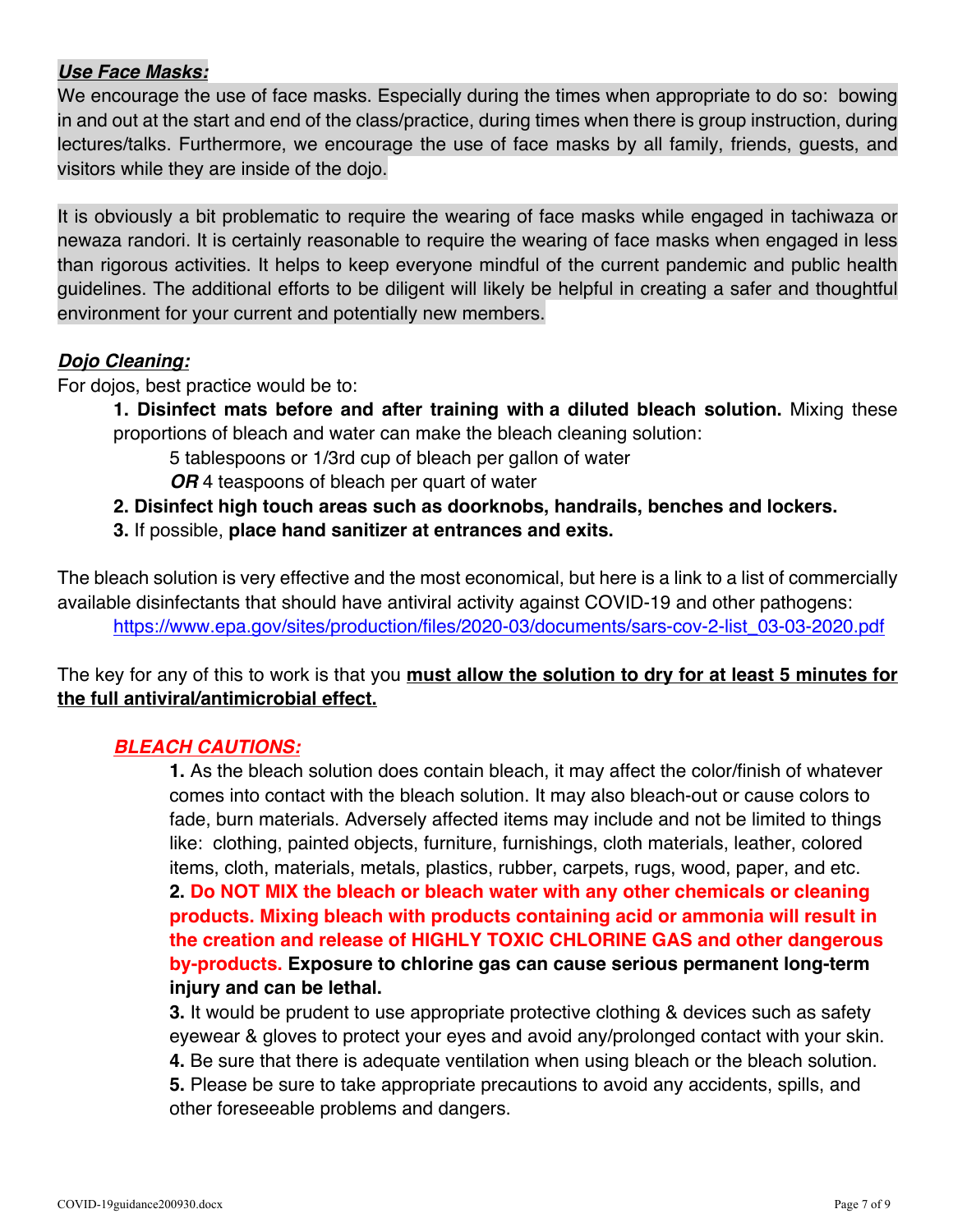***Use Face Masks:***

We encourage the use of face masks. Especially during the times when appropriate to do so: bowing in and out at the start and end of the class/practice, during times when there is group instruction, during lectures/talks. Furthermore, we encourage the use of face masks by all family, friends, guests, and visitors while they are inside of the dojo.

It is obviously a bit problematic to require the wearing of face masks while engaged in tachiwaza or newaza randori. It is certainly reasonable to require the wearing of face masks when engaged in less than rigorous activities. It helps to keep everyone mindful of the current pandemic and public health guidelines. The additional efforts to be diligent will likely be helpful in creating a safer and thoughtful environment for your current and potentially new members.

***Dojo Cleaning:***

For dojos, best practice would be to:

**1. Disinfect mats before and after training with a diluted bleach solution.** Mixing these proportions of bleach and water can make the bleach cleaning solution:

5 tablespoons or 1/3rd cup of bleach per gallon of water

***OR*** 4 teaspoons of bleach per quart of water

**2. Disinfect high touch areas such as doorknobs, handrails, benches and lockers.**

**3.** If possible, **place hand sanitizer at entrances and exits.**

The bleach solution is very effective and the most economical, but here is a link to a list of commercially available disinfectants that should have antiviral activity against COVID-19 and other pathogens:
https://www.epa.gov/sites/production/files/2020-03/documents/sars-cov-2-list_03-03-2020.pdf

The key for any of this to work is that you **must allow the solution to dry for at least 5 minutes for the full antiviral/antimicrobial effect.**

***BLEACH CAUTIONS:***

**1.** As the bleach solution does contain bleach, it may affect the color/finish of whatever comes into contact with the bleach solution. It may also bleach-out or cause colors to fade, burn materials. Adversely affected items may include and not be limited to things like: clothing, painted objects, furniture, furnishings, cloth materials, leather, colored items, cloth, materials, metals, plastics, rubber, carpets, rugs, wood, paper, and etc.

**2. Do NOT MIX the bleach or bleach water with any other chemicals or cleaning products. Mixing bleach with products containing acid or ammonia will result in the creation and release of HIGHLY TOXIC CHLORINE GAS and other dangerous by-products. Exposure to chlorine gas can cause serious permanent long-term injury and can be lethal.**

**3.** It would be prudent to use appropriate protective clothing & devices such as safety eyewear & gloves to protect your eyes and avoid any/prolonged contact with your skin.

**4.** Be sure that there is adequate ventilation when using bleach or the bleach solution.

**5.** Please be sure to take appropriate precautions to avoid any accidents, spills, and other foreseeable problems and dangers.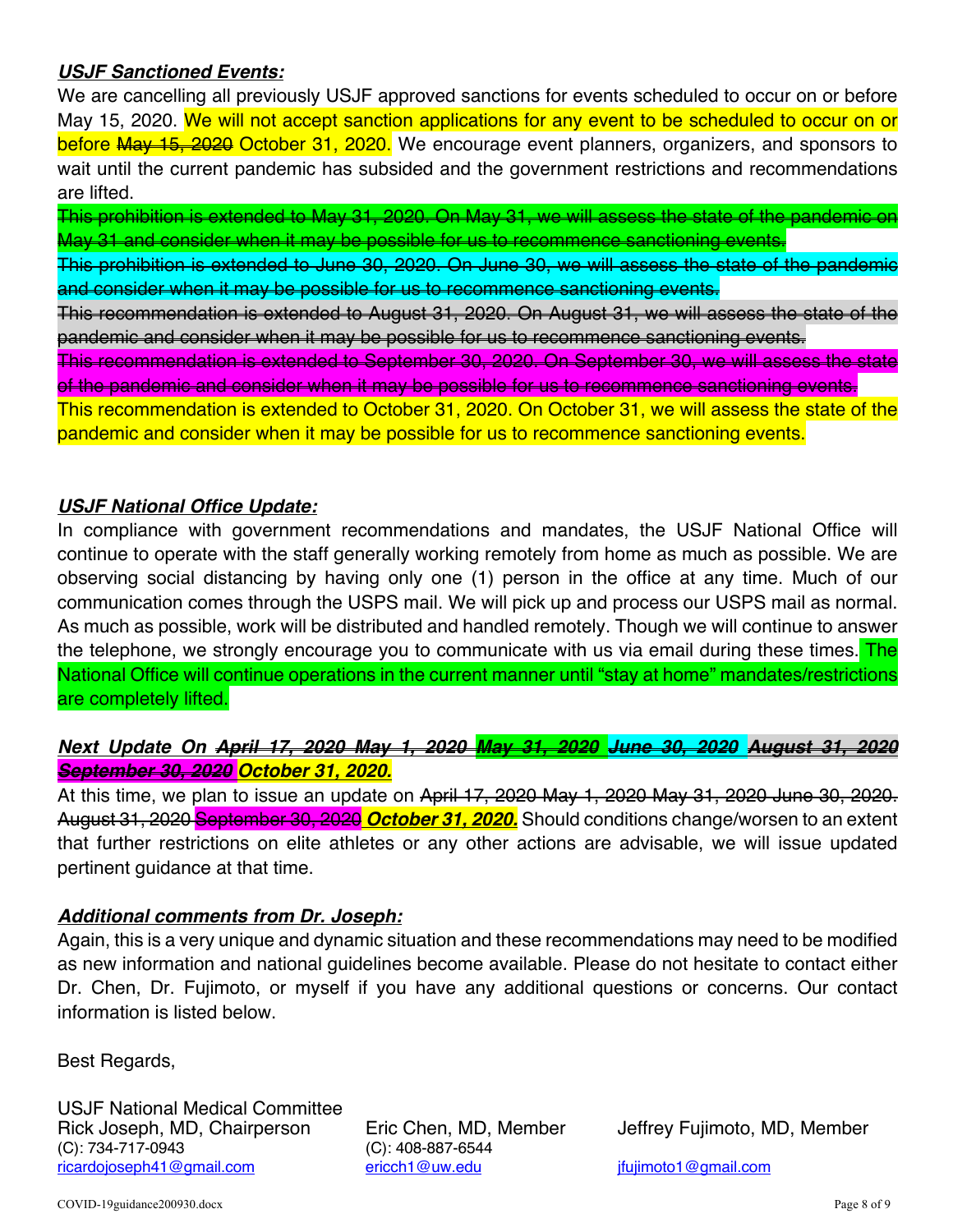***USJF Sanctioned Events:***

We are cancelling all previously USJF approved sanctions for events scheduled to occur on or before May 15, 2020. We will not accept sanction applications for any event to be scheduled to occur on or before ~~May 15, 2020~~ October 31, 2020. We encourage event planners, organizers, and sponsors to wait until the current pandemic has subsided and the government restrictions and recommendations are lifted.

~~This prohibition is extended to May 31, 2020. On May 31, we will assess the state of the pandemic on May 31 and consider when it may be possible for us to recommence sanctioning events.~~

~~This prohibition is extended to June 30, 2020. On June 30, we will assess the state of the pandemic and consider when it may be possible for us to recommence sanctioning events.~~

~~This recommendation is extended to August 31, 2020. On August 31, we will assess the state of the pandemic and consider when it may be possible for us to recommence sanctioning events.~~

~~This recommendation is extended to September 30, 2020. On September 30, we will assess the state of the pandemic and consider when it may be possible for us to recommence sanctioning events.~~

This recommendation is extended to October 31, 2020. On October 31, we will assess the state of the pandemic and consider when it may be possible for us to recommence sanctioning events.

***USJF National Office Update:***

In compliance with government recommendations and mandates, the USJF National Office will continue to operate with the staff generally working remotely from home as much as possible. We are observing social distancing by having only one (1) person in the office at any time. Much of our communication comes through the USPS mail. We will pick up and process our USPS mail as normal. As much as possible, work will be distributed and handled remotely. Though we will continue to answer the telephone, we strongly encourage you to communicate with us via email during these times. The National Office will continue operations in the current manner until "stay at home" mandates/restrictions are completely lifted.

***Next Update On ~~April 17, 2020~~ ~~May 1, 2020~~ ~~May 31, 2020~~ ~~June 30, 2020~~ ~~August 31, 2020~~ ~~September 30, 2020~~ October 31, 2020.***

At this time, we plan to issue an update on ~~April 17, 2020~~ ~~May 1, 2020~~ ~~May 31, 2020~~ ~~June 30, 2020.~~ ~~August 31, 2020~~ ~~September 30, 2020~~ ***October 31, 2020.*** Should conditions change/worsen to an extent that further restrictions on elite athletes or any other actions are advisable, we will issue updated pertinent guidance at that time.

***Additional comments from Dr. Joseph:***

Again, this is a very unique and dynamic situation and these recommendations may need to be modified as new information and national guidelines become available. Please do not hesitate to contact either Dr. Chen, Dr. Fujimoto, or myself if you have any additional questions or concerns. Our contact information is listed below.

Best Regards,

USJF National Medical Committee

Rick Joseph, MD, Chairperson
(C): 734-717-0943
ricardojoseph41@gmail.com

Eric Chen, MD, Member
(C): 408-887-6544
ericch1@uw.edu

Jeffrey Fujimoto, MD, Member
jfujimoto1@gmail.com

COVID-19guidance200930.docx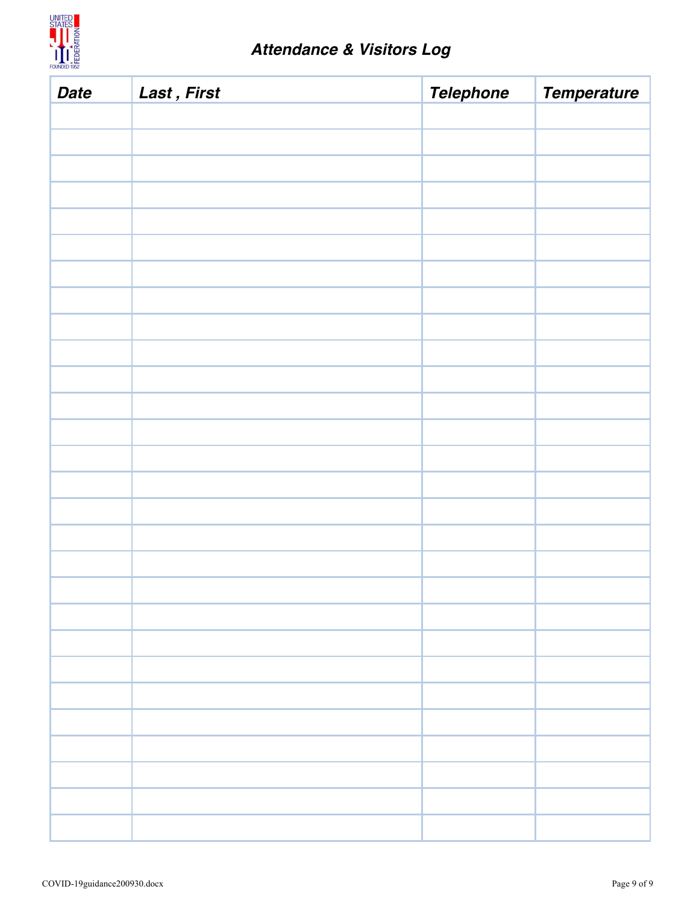## *Attendance & Visitors Log*

| *Date* | *Last , First* | *Telephone* | *Temperature* |
|---|---|---|---|
| | | | |
| | | | |
| | | | |
| | | | |
| | | | |
| | | | |
| | | | |
| | | | |
| | | | |
| | | | |
| | | | |
| | | | |
| | | | |
| | | | |
| | | | |
| | | | |
| | | | |
| | | | |
| | | | |
| | | | |
| | | | |
| | | | |
| | | | |
| | | | |
| | | | |
| | | | |
| | | | |
| | | | |